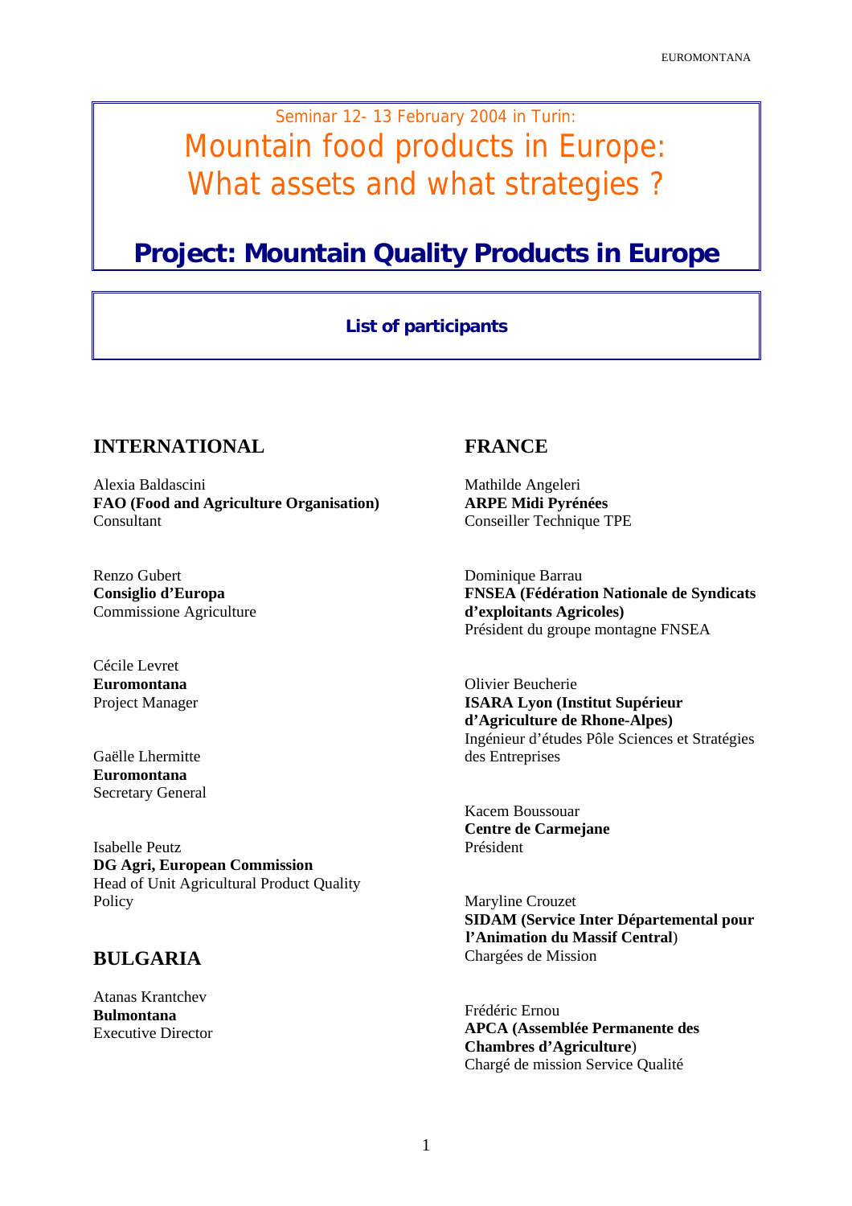Seminar 12- 13 February 2004 in Turin:

# Mountain food products in Europe: What assets and what strategies ?

## Project: Mountain Quality Products in Europe

### List of participants

## INTERNATIONAL

Alexia Baldascini
**FAO (Food and Agriculture Organisation)**
Consultant

Renzo Gubert
**Consiglio d'Europa**
Commissione Agricolture

Cécile Levret
**Euromontana**
Project Manager

Gaëlle Lhermitte
**Euromontana**
Secretary General

Isabelle Peutz
**DG Agri, European Commission**
Head of Unit Agricultural Product Quality Policy

## BULGARIA

Atanas Krantchev
**Bulmontana**
Executive Director

## FRANCE

Mathilde Angeleri
**ARPE Midi Pyrénées**
Conseiller Technique TPE

Dominique Barrau
**FNSEA (Fédération Nationale de Syndicats d'exploitants Agricoles)**
Président du groupe montagne FNSEA

Olivier Beucherie
**ISARA Lyon (Institut Supérieur d'Agriculture de Rhone-Alpes)**
Ingénieur d'études Pôle Sciences et Stratégies des Entreprises

Kacem Boussouar
**Centre de Carmejane**
Président

Maryline Crouzet
**SIDAM (Service Inter Départemental pour l'Animation du Massif Central**)
Chargées de Mission

Frédéric Ernou
**APCA (Assemblée Permanente des Chambres d'Agriculture**)
Chargé de mission Service Qualité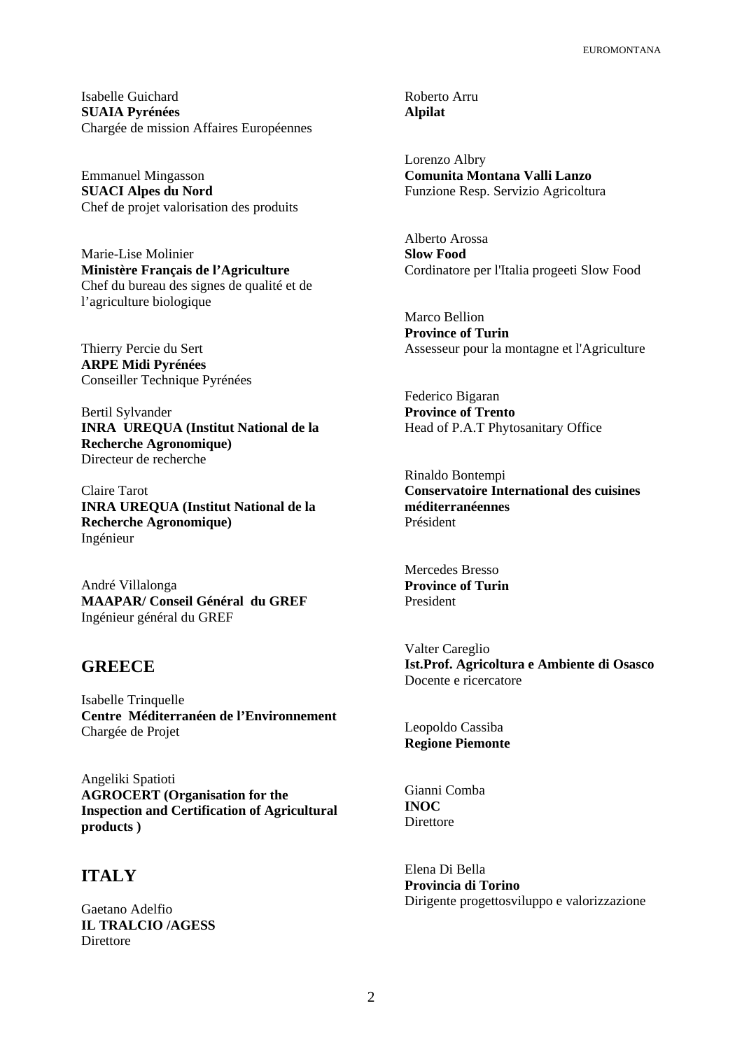Isabelle Guichard
**SUAIA Pyrénées**
Chargée de mission Affaires Européennes

Emmanuel Mingasson
**SUACI Alpes du Nord**
Chef de projet valorisation des produits

Marie-Lise Molinier
**Ministère Français de l'Agriculture**
Chef du bureau des signes de qualité et de l'agriculture biologique

Thierry Percie du Sert
**ARPE Midi Pyrénées**
Conseiller Technique Pyrénées

Bertil Sylvander
**INRA UREQUA (Institut National de la Recherche Agronomique)**
Directeur de recherche

Claire Tarot
**INRA UREQUA (Institut National de la Recherche Agronomique)**
Ingénieur

André Villalonga
**MAAPAR/ Conseil Général du GREF**
Ingénieur général du GREF

## GREECE

Isabelle Trinquelle
**Centre Méditerranéen de l'Environnement**
Chargée de Projet

Angeliki Spatioti
**AGROCERT (Organisation for the Inspection and Certification of Agricultural products )**

## ITALY

Gaetano Adelfio
**IL TRALCIO /AGESS**
Direttore

Roberto Arru
**Alpilat**

Lorenzo Albry
**Comunita Montana Valli Lanzo**
Funzione Resp. Servizio Agricoltura

Alberto Arossa
**Slow Food**
Cordinatore per l'Italia progeeti Slow Food

Marco Bellion
**Province of Turin**
Assesseur pour la montagne et l'Agriculture

Federico Bigaran
**Province of Trento**
Head of P.A.T Phytosanitary Office

Rinaldo Bontempi
**Conservatoire International des cuisines méditerranéennes**
Président

Mercedes Bresso
**Province of Turin**
President

Valter Careglio
**Ist.Prof. Agricoltura e Ambiente di Osasco**
Docente e ricercatore

Leopoldo Cassiba
**Regione Piemonte**

Gianni Comba
**INOC**
Direttore

Elena Di Bella
**Provincia di Torino**
Dirigente progettosviluppo e valorizzazione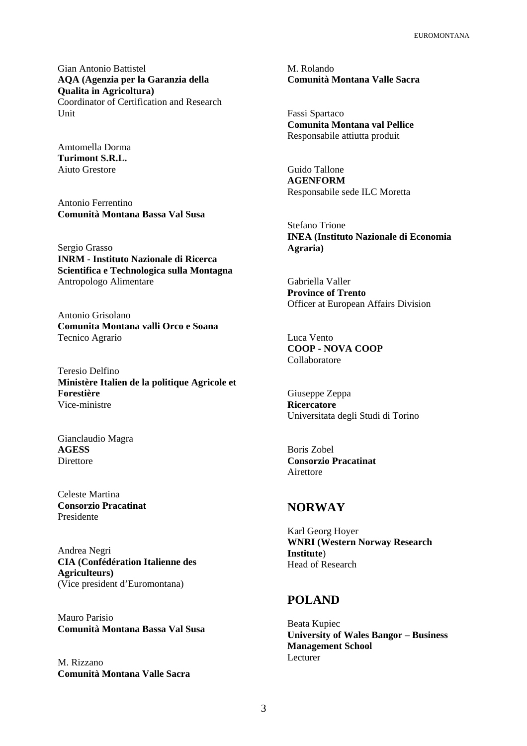Gian Antonio Battistel
**AQA (Agenzia per la Garanzia della Qualita in Agricoltura)**
Coordinator of Certification and Research Unit

Amtomella Dorma
**Turimont S.R.L.**
Aiuto Grestore

Antonio Ferrentino
**Comunità Montana Bassa Val Susa**

Sergio Grasso
**INRM - Instituto Nazionale di Ricerca Scientifica e Technologica sulla Montagna**
Antropologo Alimentare

Antonio Grisolano
**Comunita Montana valli Orco e Soana**
Tecnico Agrario

Teresio Delfino
**Ministère Italien de la politique Agricole et Forestière**
Vice-ministre

Gianclaudio Magra
**AGESS**
Direttore

Celeste Martina
**Consorzio Pracatinat**
Presidente

Andrea Negri
**CIA (Confédération Italienne des Agriculteurs)**
(Vice president d'Euromontana)

Mauro Parisio
**Comunità Montana Bassa Val Susa**

M. Rizzano
**Comunità Montana Valle Sacra**

M. Rolando
**Comunità Montana Valle Sacra**

Fassi Spartaco
**Comunita Montana val Pellice**
Responsabile attiutta produit

Guido Tallone
**AGENFORM**
Responsabile sede ILC Moretta

Stefano Trione
**INEA (Instituto Nazionale di Economia Agraria)**

Gabriella Valler
**Province of Trento**
Officer at European Affairs Division

Luca Vento
**COOP - NOVA COOP**
Collaboratore

Giuseppe Zeppa
**Ricercatore**
Universitata degli Studi di Torino

Boris Zobel
**Consorzio Pracatinat**
Airettore

## NORWAY

Karl Georg Hoyer
**WNRI (Western Norway Research Institute)**
Head of Research

## POLAND

Beata Kupiec
**University of Wales Bangor – Business Management School**
Lecturer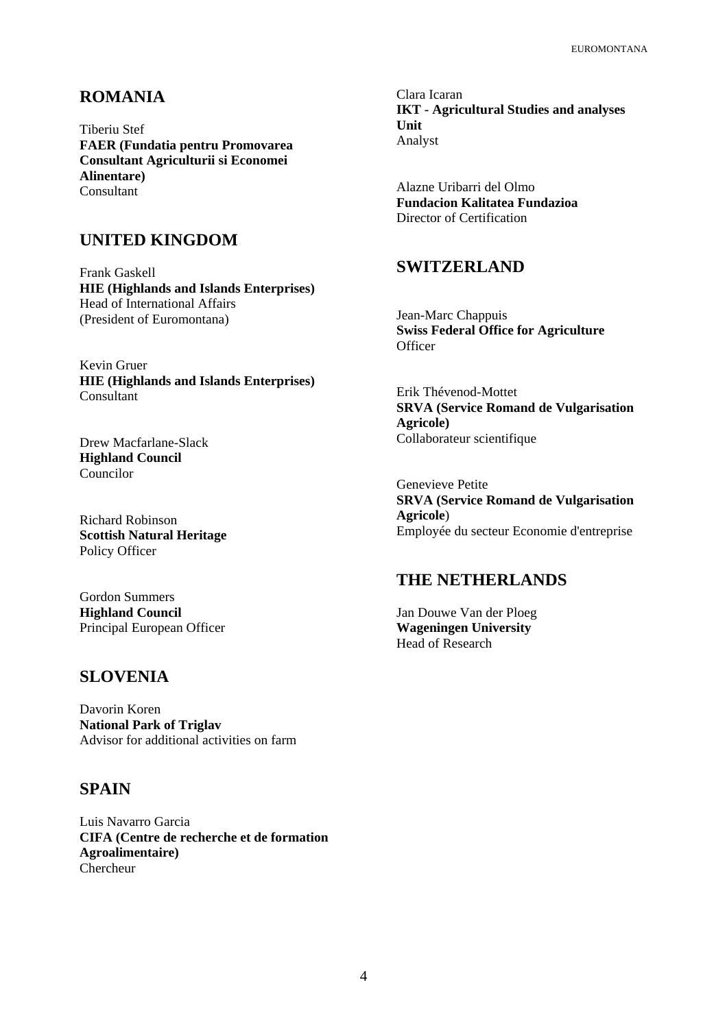## ROMANIA

Tiberiu Stef
**FAER (Fundatia pentru Promovarea Consultant Agriculturii si Economei Alinentare)**
Consultant

## UNITED KINGDOM

Frank Gaskell
**HIE (Highlands and Islands Enterprises)**
Head of International Affairs
(President of Euromontana)

Kevin Gruer
**HIE (Highlands and Islands Enterprises)**
Consultant

Drew Macfarlane-Slack
**Highland Council**
Councilor

Richard Robinson
**Scottish Natural Heritage**
Policy Officer

Gordon Summers
**Highland Council**
Principal European Officer

## SLOVENIA

Davorin Koren
**National Park of Triglav**
Advisor for additional activities on farm

## SPAIN

Luis Navarro Garcia
**CIFA (Centre de recherche et de formation Agroalimentaire)**
Chercheur

Clara Icaran
**IKT - Agricultural Studies and analyses Unit**
Analyst

Alazne Uribarri del Olmo
**Fundacion Kalitatea Fundazioa**
Director of Certification

## SWITZERLAND

Jean-Marc Chappuis
**Swiss Federal Office for Agriculture**
Officer

Erik Thévenod-Mottet
**SRVA (Service Romand de Vulgarisation Agricole)**
Collaborateur scientifique

Genevieve Petite
**SRVA (Service Romand de Vulgarisation Agricole**)
Employée du secteur Economie d'entreprise

## THE NETHERLANDS

Jan Douwe Van der Ploeg
**Wageningen University**
Head of Research